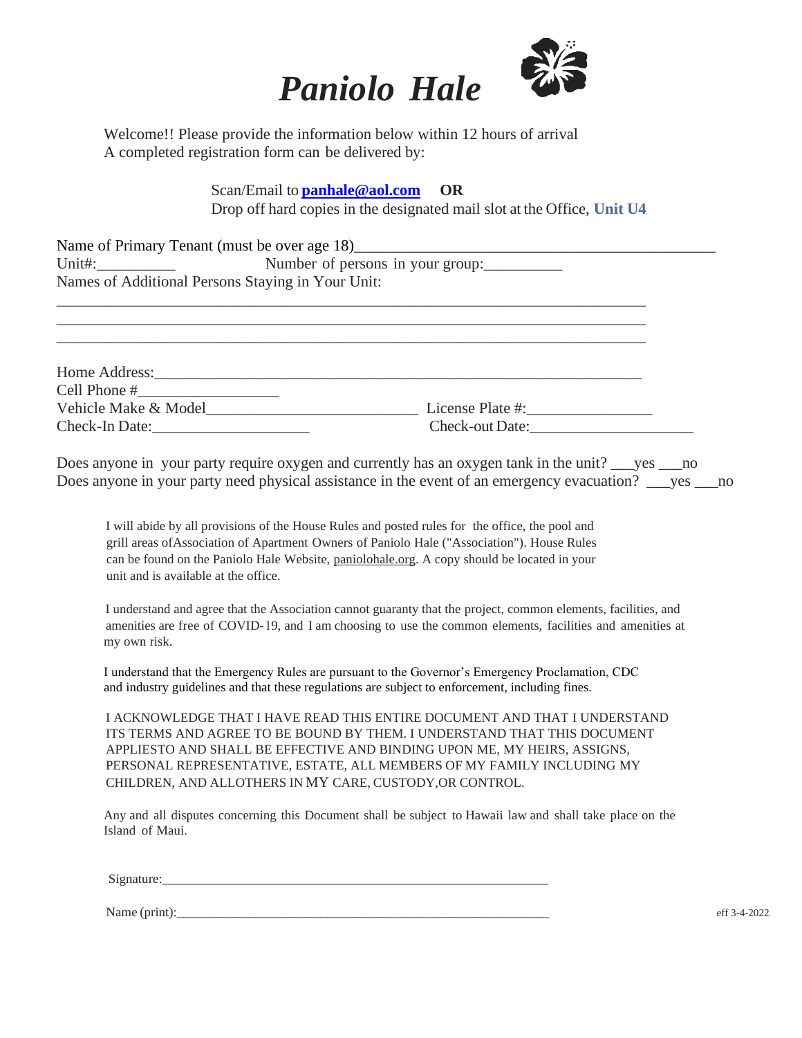# *Paniolo Hale*

Welcome!! Please provide the information below within 12 hours of arrival
A completed registration form can be delivered by:

Scan/Email to **panhale@aol.com** **OR**
Drop off hard copies in the designated mail slot at the Office, **Unit U4**

Name of Primary Tenant (must be over age 18)_______________________________________________

Unit#:__________ Number of persons in your group:__________

Names of Additional Persons Staying in Your Unit:

_______________________________________________________________________________

_______________________________________________________________________________

_______________________________________________________________________________

Home Address:_________________________________________________________________

Cell Phone #_________________

Vehicle Make & Model___________________________ License Plate #:________________

Check-In Date:____________________ Check-out Date:_____________________

Does anyone in your party require oxygen and currently has an oxygen tank in the unit? ___yes ___no

Does anyone in your party need physical assistance in the event of an emergency evacuation? ___yes ___no

I will abide by all provisions of the House Rules and posted rules for the office, the pool and grill areas ofAssociation of Apartment Owners of Paniolo Hale ("Association"). House Rules can be found on the Paniolo Hale Website, paniolohale.org. A copy should be located in your unit and is available at the office.

I understand and agree that the Association cannot guaranty that the project, common elements, facilities, and amenities are free of COVID-19, and I am choosing to use the common elements, facilities and amenities at my own risk.

I understand that the Emergency Rules are pursuant to the Governor's Emergency Proclamation, CDC and industry guidelines and that these regulations are subject to enforcement, including fines.

I ACKNOWLEDGE THAT I HAVE READ THIS ENTIRE DOCUMENT AND THAT I UNDERSTAND ITS TERMS AND AGREE TO BE BOUND BY THEM. I UNDERSTAND THAT THIS DOCUMENT APPLIESTO AND SHALL BE EFFECTIVE AND BINDING UPON ME, MY HEIRS, ASSIGNS, PERSONAL REPRESENTATIVE, ESTATE, ALL MEMBERS OF MY FAMILY INCLUDING MY CHILDREN, AND ALLOTHERS IN MY CARE, CUSTODY,OR CONTROL.

Any and all disputes concerning this Document shall be subject to Hawaii law and shall take place on the Island of Maui.

Signature:___________________________________________________________

Name (print):_________________________________________________________

eff 3-4-2022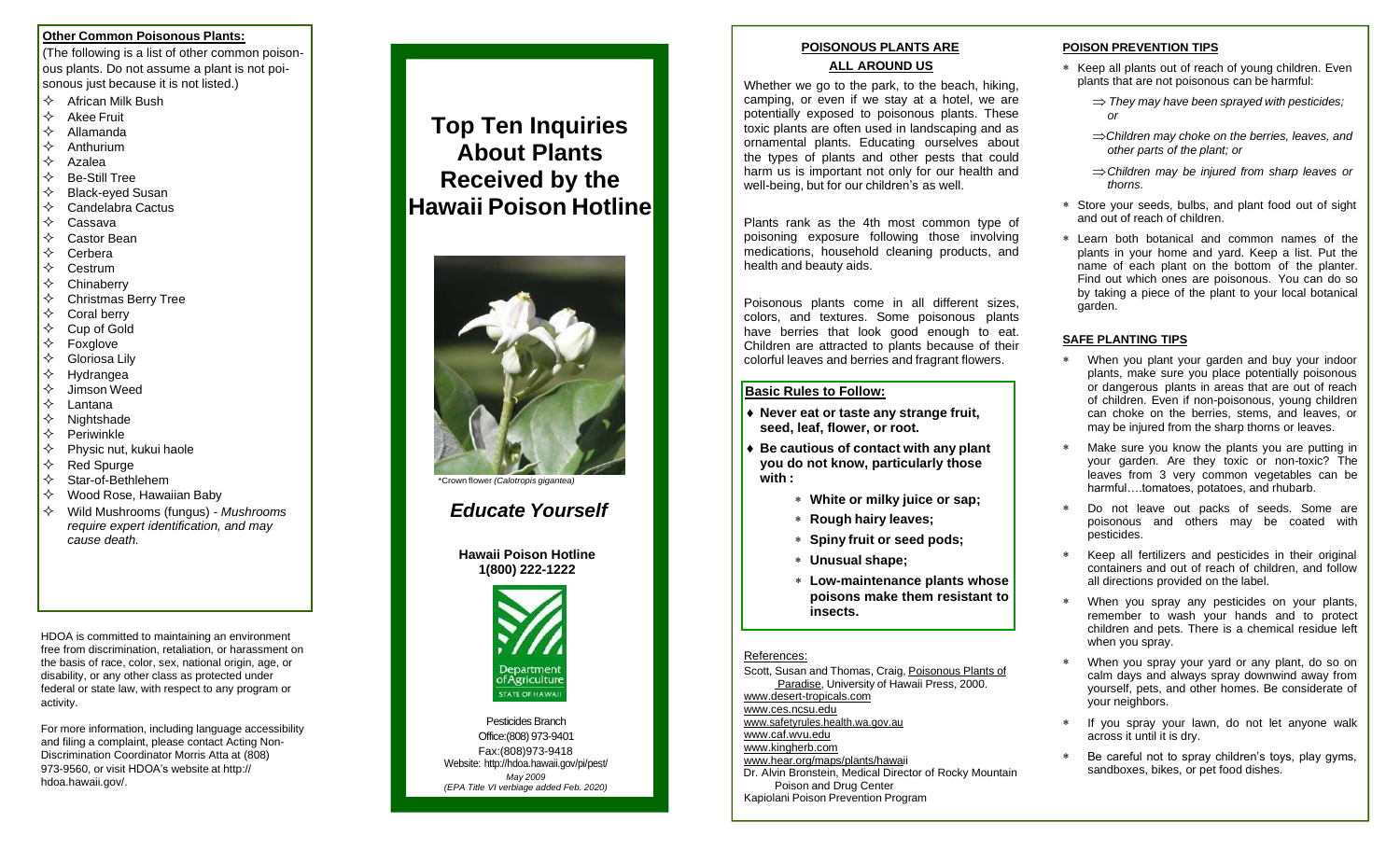## Other Common Poisonous Plants:

(The following is a list of other common poisonous plants. Do not assume a plant is not poisonous just because it is not listed.)

- African Milk Bush
- Akee Fruit
- Allamanda
- Anthurium
- Azalea
- Be-Still Tree
- Black-eyed Susan
- Candelabra Cactus
- Cassava
- Castor Bean
- Cerbera
- Cestrum
- Chinaberry
- Christmas Berry Tree
- Coral berry
- Cup of Gold
- Foxglove
- Gloriosa Lily
- Hydrangea
- Jimson Weed
- Lantana
- Nightshade
- Periwinkle
- Physic nut, kukui haole
- Red Spurge
- Star-of-Bethlehem
- Wood Rose, Hawaiian Baby
- Wild Mushrooms (fungus) - *Mushrooms require expert identification, and may cause death.*

HDOA is committed to maintaining an environment free from discrimination, retaliation, or harassment on the basis of race, color, sex, national origin, age, or disability, or any other class as protected under federal or state law, with respect to any program or activity.

For more information, including language accessibility and filing a complaint, please contact Acting Non-Discrimination Coordinator Morris Atta at (808) 973-9560, or visit HDOA's website at http://hdoa.hawaii.gov/.

# Top Ten Inquiries About Plants Received by the Hawaii Poison Hotline

*Crown flower *(Calotropis gigantea)*

## *Educate Yourself*

**Hawaii Poison Hotline**
**1(800) 222-1222**

Department of Agriculture
STATE OF HAWAII

Pesticides Branch
Office:(808) 973-9401
Fax:(808)973-9418
Website: http://hdoa.hawaii.gov/pi/pest/
*May 2009*
*(EPA Title VI verbiage added Feb. 2020)*

## POISONOUS PLANTS ARE ALL AROUND US

Whether we go to the park, to the beach, hiking, camping, or even if we stay at a hotel, we are potentially exposed to poisonous plants. These toxic plants are often used in landscaping and as ornamental plants. Educating ourselves about the types of plants and other pests that could harm us is important not only for our health and well-being, but for our children's as well.

Plants rank as the 4th most common type of poisoning exposure following those involving medications, household cleaning products, and health and beauty aids.

Poisonous plants come in all different sizes, colors, and textures. Some poisonous plants have berries that look good enough to eat. Children are attracted to plants because of their colorful leaves and berries and fragrant flowers.

### Basic Rules to Follow:

- **Never eat or taste any strange fruit, seed, leaf, flower, or root.**
- **Be cautious of contact with any plant you do not know, particularly those with :**
  - **White or milky juice or sap;**
  - **Rough hairy leaves;**
  - **Spiny fruit or seed pods;**
  - **Unusual shape;**
  - **Low-maintenance plants whose poisons make them resistant to insects.**

References:

Scott, Susan and Thomas, Craig, Poisonous Plants of Paradise, University of Hawaii Press, 2000.
www.desert-tropicals.com
www.ces.ncsu.edu
www.safetyrules.health.wa.gov.au
www.caf.wvu.edu
www.kingherb.com
www.hear.org/maps/plants/hawaii
Dr. Alvin Bronstein, Medical Director of Rocky Mountain Poison and Drug Center
Kapiolani Poison Prevention Program

## POISON PREVENTION TIPS

- Keep all plants out of reach of young children. Even plants that are not poisonous can be harmful:
  - ⇒ *They may have been sprayed with pesticides; or*
  - ⇒ *Children may choke on the berries, leaves, and other parts of the plant; or*
  - ⇒ *Children may be injured from sharp leaves or thorns.*
- Store your seeds, bulbs, and plant food out of sight and out of reach of children.
- Learn both botanical and common names of the plants in your home and yard. Keep a list. Put the name of each plant on the bottom of the planter. Find out which ones are poisonous. You can do so by taking a piece of the plant to your local botanical garden.

## SAFE PLANTING TIPS

- When you plant your garden and buy your indoor plants, make sure you place potentially poisonous or dangerous plants in areas that are out of reach of children. Even if non-poisonous, young children can choke on the berries, stems, and leaves, or may be injured from the sharp thorns or leaves.
- Make sure you know the plants you are putting in your garden. Are they toxic or non-toxic? The leaves from 3 very common vegetables can be harmful….tomatoes, potatoes, and rhubarb.
- Do not leave out packs of seeds. Some are poisonous and others may be coated with pesticides.
- Keep all fertilizers and pesticides in their original containers and out of reach of children, and follow all directions provided on the label.
- When you spray any pesticides on your plants, remember to wash your hands and to protect children and pets. There is a chemical residue left when you spray.
- When you spray your yard or any plant, do so on calm days and always spray downwind away from yourself, pets, and other homes. Be considerate of your neighbors.
- If you spray your lawn, do not let anyone walk across it until it is dry.
- Be careful not to spray children's toys, play gyms, sandboxes, bikes, or pet food dishes.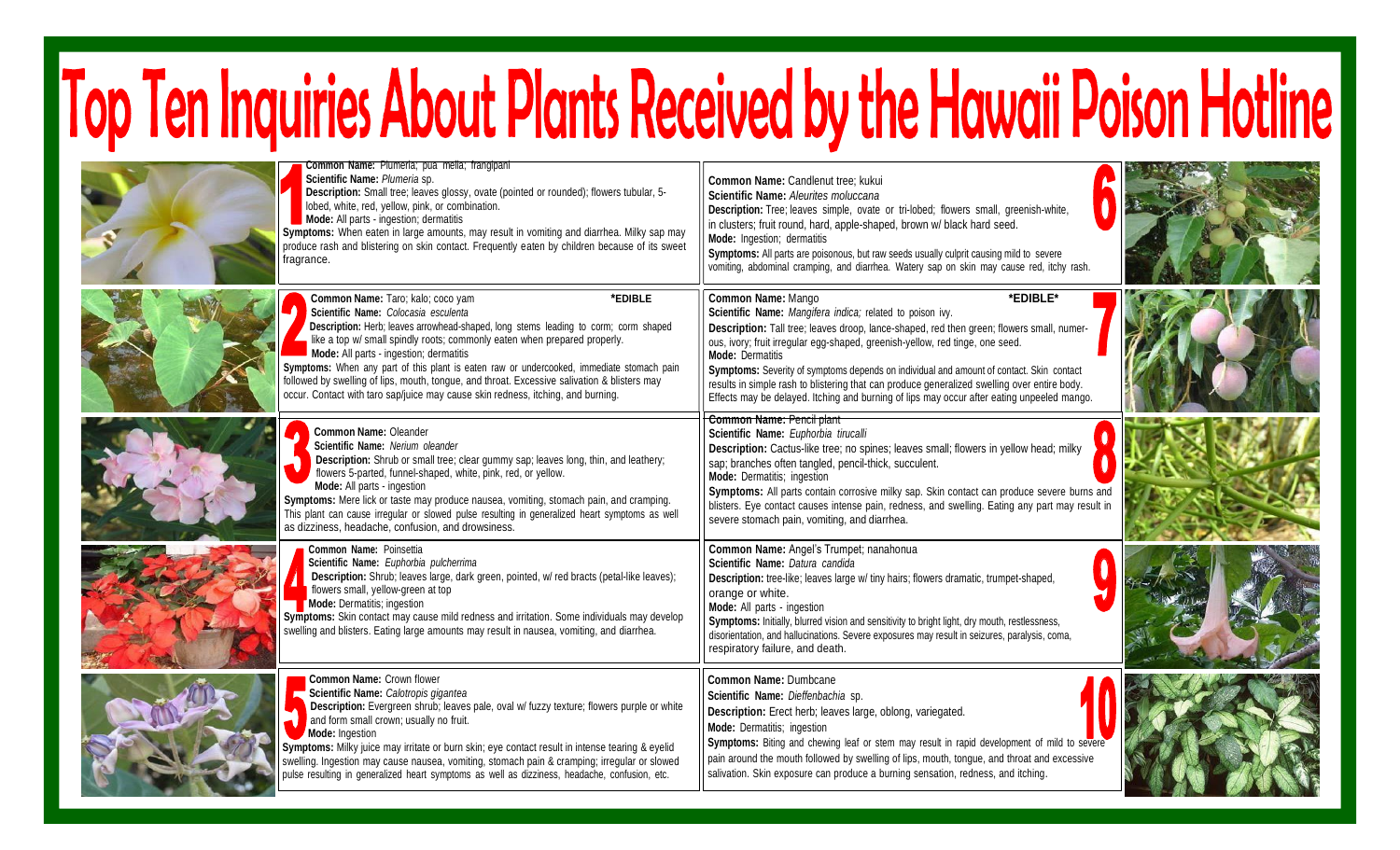# Top Ten Inquiries About Plants Received by the Hawaii Poison Hotline

## 1

**Common Name:** Plumeria; pua melia; frangipani
**Scientific Name:** *Plumeria* sp.
**Description:** Small tree; leaves glossy, ovate (pointed or rounded); flowers tubular, 5-lobed, white, red, yellow, pink, or combination.
**Mode:** All parts - ingestion; dermatitis
**Symptoms:** When eaten in large amounts, may result in vomiting and diarrhea. Milky sap may produce rash and blistering on skin contact. Frequently eaten by children because of its sweet fragrance.

## 2

**Common Name:** Taro; kalo; coco yam **\*EDIBLE**
**Scientific Name:** *Colocasia esculenta*
**Description:** Herb; leaves arrowhead-shaped, long stems leading to corm; corm shaped like a top w/ small spindly roots; commonly eaten when prepared properly.
**Mode:** All parts - ingestion; dermatitis
**Symptoms:** When any part of this plant is eaten raw or undercooked, immediate stomach pain followed by swelling of lips, mouth, tongue, and throat. Excessive salivation & blisters may occur. Contact with taro sap/juice may cause skin redness, itching, and burning.

## 3

**Common Name:** Oleander
**Scientific Name:** *Nerium oleander*
**Description:** Shrub or small tree; clear gummy sap; leaves long, thin, and leathery; flowers 5-parted, funnel-shaped, white, pink, red, or yellow.
**Mode:** All parts - ingestion
**Symptoms:** Mere lick or taste may produce nausea, vomiting, stomach pain, and cramping. This plant can cause irregular or slowed pulse resulting in generalized heart symptoms as well as dizziness, headache, confusion, and drowsiness.

## 4

**Common Name:** Poinsettia
**Scientific Name:** *Euphorbia pulcherrima*
**Description:** Shrub; leaves large, dark green, pointed, w/ red bracts (petal-like leaves); flowers small, yellow-green at top
**Mode:** Dermatitis; ingestion
**Symptoms:** Skin contact may cause mild redness and irritation. Some individuals may develop swelling and blisters. Eating large amounts may result in nausea, vomiting, and diarrhea.

## 5

**Common Name:** Crown flower
**Scientific Name:** *Calotropis gigantea*
**Description:** Evergreen shrub; leaves pale, oval w/ fuzzy texture; flowers purple or white and form small crown; usually no fruit.
**Mode:** Ingestion
**Symptoms:** Milky juice may irritate or burn skin; eye contact result in intense tearing & eyelid swelling. Ingestion may cause nausea, vomiting, stomach pain & cramping; irregular or slowed pulse resulting in generalized heart symptoms as well as dizziness, headache, confusion, etc.

## 6

**Common Name:** Candlenut tree; kukui
**Scientific Name:** *Aleurites moluccana*
**Description:** Tree; leaves simple, ovate or tri-lobed; flowers small, greenish-white, in clusters; fruit round, hard, apple-shaped, brown w/ black hard seed.
**Mode:** Ingestion; dermatitis
**Symptoms:** All parts are poisonous, but raw seeds usually culprit causing mild to severe vomiting, abdominal cramping, and diarrhea. Watery sap on skin may cause red, itchy rash.

## 7

**Common Name:** Mango **\*EDIBLE\***
**Scientific Name:** *Mangifera indica;* related to poison ivy.
**Description:** Tall tree; leaves droop, lance-shaped, red then green; flowers small, numerous, ivory; fruit irregular egg-shaped, greenish-yellow, red tinge, one seed.
**Mode:** Dermatitis
**Symptoms:** Severity of symptoms depends on individual and amount of contact. Skin contact results in simple rash to blistering that can produce generalized swelling over entire body. Effects may be delayed. Itching and burning of lips may occur after eating unpeeled mango.

## 8

**Common Name:** Pencil plant
**Scientific Name:** *Euphorbia tirucalli*
**Description:** Cactus-like tree; no spines; leaves small; flowers in yellow head; milky sap; branches often tangled, pencil-thick, succulent.
**Mode:** Dermatitis; ingestion
**Symptoms:** All parts contain corrosive milky sap. Skin contact can produce severe burns and blisters. Eye contact causes intense pain, redness, and swelling. Eating any part may result in severe stomach pain, vomiting, and diarrhea.

## 9

**Common Name:** Angel's Trumpet; nanahonua
**Scientific Name:** *Datura candida*
**Description:** tree-like; leaves large w/ tiny hairs; flowers dramatic, trumpet-shaped, orange or white.
**Mode:** All parts - ingestion
**Symptoms:** Initially, blurred vision and sensitivity to bright light, dry mouth, restlessness, disorientation, and hallucinations. Severe exposures may result in seizures, paralysis, coma, respiratory failure, and death.

## 10

**Common Name:** Dumbcane
**Scientific Name:** *Dieffenbachia* sp.
**Description:** Erect herb; leaves large, oblong, variegated.
**Mode:** Dermatitis; ingestion
**Symptoms:** Biting and chewing leaf or stem may result in rapid development of mild to severe pain around the mouth followed by swelling of lips, mouth, tongue, and throat and excessive salivation. Skin exposure can produce a burning sensation, redness, and itching.